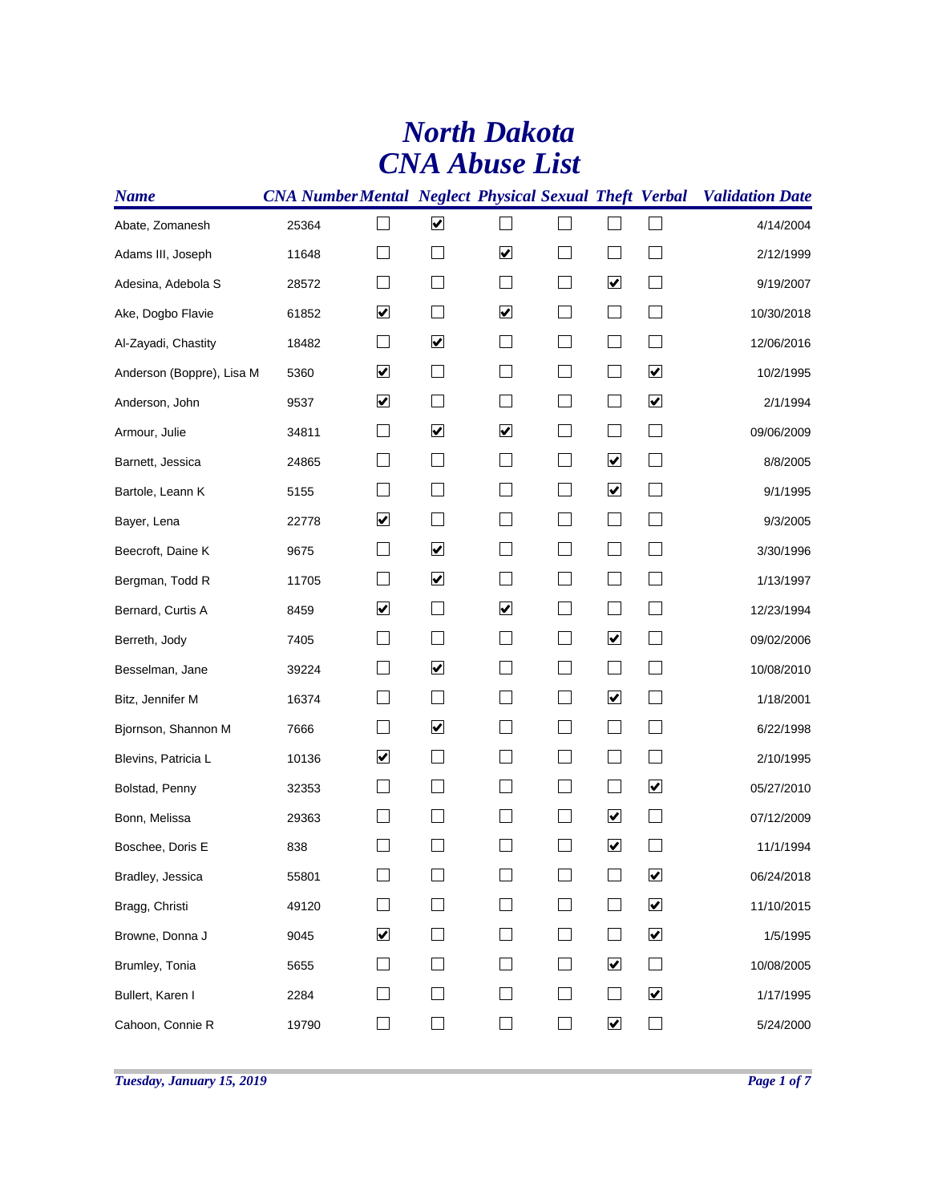# North Dakota
# CNA Abuse List

| Name | CNA Number | Mental | Neglect | Physical | Sexual | Theft | Verbal | Validation Date |
|---|---|---|---|---|---|---|---|---|
| Abate, Zomanesh | 25364 | ☐ | ☑ | ☐ | ☐ | ☐ | ☐ | 4/14/2004 |
| Adams III, Joseph | 11648 | ☐ | ☐ | ☑ | ☐ | ☐ | ☐ | 2/12/1999 |
| Adesina, Adebola S | 28572 | ☐ | ☐ | ☐ | ☐ | ☑ | ☐ | 9/19/2007 |
| Ake, Dogbo Flavie | 61852 | ☑ | ☐ | ☑ | ☐ | ☐ | ☐ | 10/30/2018 |
| Al-Zayadi, Chastity | 18482 | ☐ | ☑ | ☐ | ☐ | ☐ | ☐ | 12/06/2016 |
| Anderson (Boppre), Lisa M | 5360 | ☑ | ☐ | ☐ | ☐ | ☐ | ☑ | 10/2/1995 |
| Anderson, John | 9537 | ☑ | ☐ | ☐ | ☐ | ☐ | ☑ | 2/1/1994 |
| Armour, Julie | 34811 | ☐ | ☑ | ☑ | ☐ | ☐ | ☐ | 09/06/2009 |
| Barnett, Jessica | 24865 | ☐ | ☐ | ☐ | ☐ | ☑ | ☐ | 8/8/2005 |
| Bartole, Leann K | 5155 | ☐ | ☐ | ☐ | ☐ | ☑ | ☐ | 9/1/1995 |
| Bayer, Lena | 22778 | ☑ | ☐ | ☐ | ☐ | ☐ | ☐ | 9/3/2005 |
| Beecroft, Daine K | 9675 | ☐ | ☑ | ☐ | ☐ | ☐ | ☐ | 3/30/1996 |
| Bergman, Todd R | 11705 | ☐ | ☑ | ☐ | ☐ | ☐ | ☐ | 1/13/1997 |
| Bernard, Curtis A | 8459 | ☑ | ☐ | ☑ | ☐ | ☐ | ☐ | 12/23/1994 |
| Berreth, Jody | 7405 | ☐ | ☐ | ☐ | ☐ | ☑ | ☐ | 09/02/2006 |
| Besselman, Jane | 39224 | ☐ | ☑ | ☐ | ☐ | ☐ | ☐ | 10/08/2010 |
| Bitz, Jennifer M | 16374 | ☐ | ☐ | ☐ | ☐ | ☑ | ☐ | 1/18/2001 |
| Bjornson, Shannon M | 7666 | ☐ | ☑ | ☐ | ☐ | ☐ | ☐ | 6/22/1998 |
| Blevins, Patricia L | 10136 | ☑ | ☐ | ☐ | ☐ | ☐ | ☐ | 2/10/1995 |
| Bolstad, Penny | 32353 | ☐ | ☐ | ☐ | ☐ | ☐ | ☑ | 05/27/2010 |
| Bonn, Melissa | 29363 | ☐ | ☐ | ☐ | ☐ | ☑ | ☐ | 07/12/2009 |
| Boschee, Doris E | 838 | ☐ | ☐ | ☐ | ☐ | ☑ | ☐ | 11/1/1994 |
| Bradley, Jessica | 55801 | ☐ | ☐ | ☐ | ☐ | ☐ | ☑ | 06/24/2018 |
| Bragg, Christi | 49120 | ☐ | ☐ | ☐ | ☐ | ☐ | ☑ | 11/10/2015 |
| Browne, Donna J | 9045 | ☑ | ☐ | ☐ | ☐ | ☐ | ☑ | 1/5/1995 |
| Brumley, Tonia | 5655 | ☐ | ☐ | ☐ | ☐ | ☑ | ☐ | 10/08/2005 |
| Bullert, Karen I | 2284 | ☐ | ☐ | ☐ | ☐ | ☐ | ☑ | 1/17/1995 |
| Cahoon, Connie R | 19790 | ☐ | ☐ | ☐ | ☐ | ☑ | ☐ | 5/24/2000 |

*Tuesday, January 15, 2019*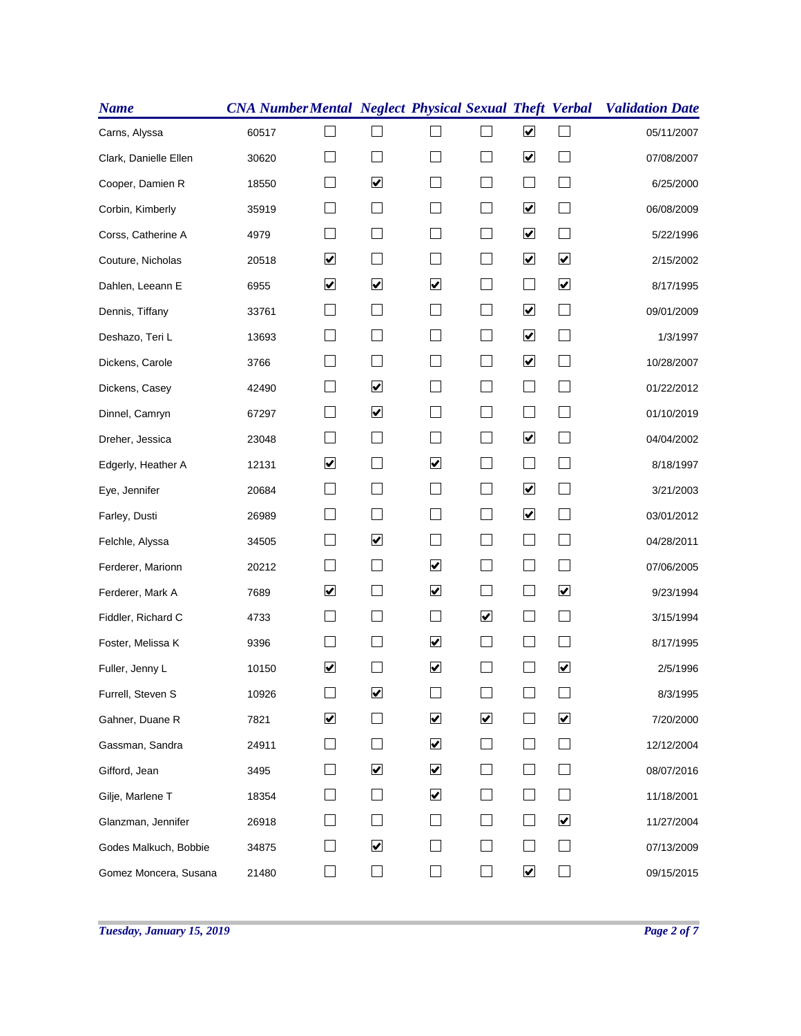| Name | CNA Number | Mental | Neglect | Physical | Sexual | Theft | Verbal | Validation Date |
|---|---|---|---|---|---|---|---|---|
| Carns, Alyssa | 60517 | ☐ | ☐ | ☐ | ☐ | ☑ | ☐ | 05/11/2007 |
| Clark, Danielle Ellen | 30620 | ☐ | ☐ | ☐ | ☐ | ☑ | ☐ | 07/08/2007 |
| Cooper, Damien R | 18550 | ☐ | ☑ | ☐ | ☐ | ☐ | ☐ | 6/25/2000 |
| Corbin, Kimberly | 35919 | ☐ | ☐ | ☐ | ☐ | ☑ | ☐ | 06/08/2009 |
| Corss, Catherine A | 4979 | ☐ | ☐ | ☐ | ☐ | ☑ | ☐ | 5/22/1996 |
| Couture, Nicholas | 20518 | ☑ | ☐ | ☐ | ☐ | ☑ | ☑ | 2/15/2002 |
| Dahlen, Leeann E | 6955 | ☑ | ☑ | ☑ | ☐ | ☐ | ☑ | 8/17/1995 |
| Dennis, Tiffany | 33761 | ☐ | ☐ | ☐ | ☐ | ☑ | ☐ | 09/01/2009 |
| Deshazo, Teri L | 13693 | ☐ | ☐ | ☐ | ☐ | ☑ | ☐ | 1/3/1997 |
| Dickens, Carole | 3766 | ☐ | ☐ | ☐ | ☐ | ☑ | ☐ | 10/28/2007 |
| Dickens, Casey | 42490 | ☐ | ☑ | ☐ | ☐ | ☐ | ☐ | 01/22/2012 |
| Dinnel, Camryn | 67297 | ☐ | ☑ | ☐ | ☐ | ☐ | ☐ | 01/10/2019 |
| Dreher, Jessica | 23048 | ☐ | ☐ | ☐ | ☐ | ☑ | ☐ | 04/04/2002 |
| Edgerly, Heather A | 12131 | ☑ | ☐ | ☑ | ☐ | ☐ | ☐ | 8/18/1997 |
| Eye, Jennifer | 20684 | ☐ | ☐ | ☐ | ☐ | ☑ | ☐ | 3/21/2003 |
| Farley, Dusti | 26989 | ☐ | ☐ | ☐ | ☐ | ☑ | ☐ | 03/01/2012 |
| Felchle, Alyssa | 34505 | ☐ | ☑ | ☐ | ☐ | ☐ | ☐ | 04/28/2011 |
| Ferderer, Marionn | 20212 | ☐ | ☐ | ☑ | ☐ | ☐ | ☐ | 07/06/2005 |
| Ferderer, Mark A | 7689 | ☑ | ☐ | ☑ | ☐ | ☐ | ☑ | 9/23/1994 |
| Fiddler, Richard C | 4733 | ☐ | ☐ | ☐ | ☑ | ☐ | ☐ | 3/15/1994 |
| Foster, Melissa K | 9396 | ☐ | ☐ | ☑ | ☐ | ☐ | ☐ | 8/17/1995 |
| Fuller, Jenny L | 10150 | ☑ | ☐ | ☑ | ☐ | ☐ | ☑ | 2/5/1996 |
| Furrell, Steven S | 10926 | ☐ | ☑ | ☐ | ☐ | ☐ | ☐ | 8/3/1995 |
| Gahner, Duane R | 7821 | ☑ | ☐ | ☑ | ☑ | ☐ | ☑ | 7/20/2000 |
| Gassman, Sandra | 24911 | ☐ | ☐ | ☑ | ☐ | ☐ | ☐ | 12/12/2004 |
| Gifford, Jean | 3495 | ☐ | ☑ | ☑ | ☐ | ☐ | ☐ | 08/07/2016 |
| Gilje, Marlene T | 18354 | ☐ | ☐ | ☑ | ☐ | ☐ | ☐ | 11/18/2001 |
| Glanzman, Jennifer | 26918 | ☐ | ☐ | ☐ | ☐ | ☐ | ☑ | 11/27/2004 |
| Godes Malkuch, Bobbie | 34875 | ☐ | ☑ | ☐ | ☐ | ☐ | ☐ | 07/13/2009 |
| Gomez Moncera, Susana | 21480 | ☐ | ☐ | ☐ | ☐ | ☑ | ☐ | 09/15/2015 |

*Tuesday, January 15, 2019*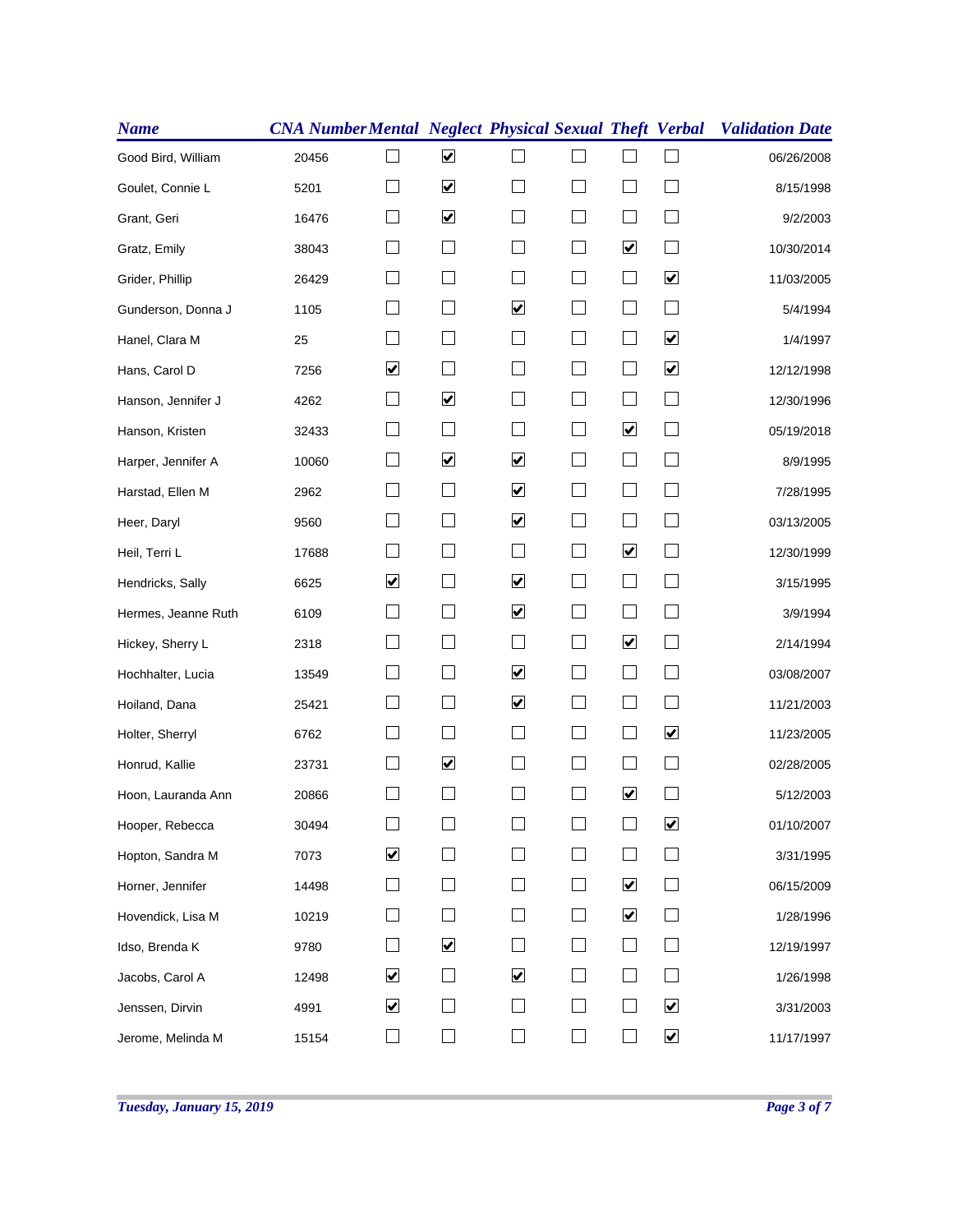| Name | CNA Number | Mental | Neglect | Physical | Sexual | Theft | Verbal | Validation Date |
|---|---|---|---|---|---|---|---|---|
| Good Bird, William | 20456 | ☐ | ☑ | ☐ | ☐ | ☐ | ☐ | 06/26/2008 |
| Goulet, Connie L | 5201 | ☐ | ☑ | ☐ | ☐ | ☐ | ☐ | 8/15/1998 |
| Grant, Geri | 16476 | ☐ | ☑ | ☐ | ☐ | ☐ | ☐ | 9/2/2003 |
| Gratz, Emily | 38043 | ☐ | ☐ | ☐ | ☐ | ☑ | ☐ | 10/30/2014 |
| Grider, Phillip | 26429 | ☐ | ☐ | ☐ | ☐ | ☐ | ☑ | 11/03/2005 |
| Gunderson, Donna J | 1105 | ☐ | ☐ | ☑ | ☐ | ☐ | ☐ | 5/4/1994 |
| Hanel, Clara M | 25 | ☐ | ☐ | ☐ | ☐ | ☐ | ☑ | 1/4/1997 |
| Hans, Carol D | 7256 | ☑ | ☐ | ☐ | ☐ | ☐ | ☑ | 12/12/1998 |
| Hanson, Jennifer J | 4262 | ☐ | ☑ | ☐ | ☐ | ☐ | ☐ | 12/30/1996 |
| Hanson, Kristen | 32433 | ☐ | ☐ | ☐ | ☐ | ☑ | ☐ | 05/19/2018 |
| Harper, Jennifer A | 10060 | ☐ | ☑ | ☑ | ☐ | ☐ | ☐ | 8/9/1995 |
| Harstad, Ellen M | 2962 | ☐ | ☐ | ☑ | ☐ | ☐ | ☐ | 7/28/1995 |
| Heer, Daryl | 9560 | ☐ | ☐ | ☑ | ☐ | ☐ | ☐ | 03/13/2005 |
| Heil, Terri L | 17688 | ☐ | ☐ | ☐ | ☐ | ☑ | ☐ | 12/30/1999 |
| Hendricks, Sally | 6625 | ☑ | ☐ | ☑ | ☐ | ☐ | ☐ | 3/15/1995 |
| Hermes, Jeanne Ruth | 6109 | ☐ | ☐ | ☑ | ☐ | ☐ | ☐ | 3/9/1994 |
| Hickey, Sherry L | 2318 | ☐ | ☐ | ☐ | ☐ | ☑ | ☐ | 2/14/1994 |
| Hochhalter, Lucia | 13549 | ☐ | ☐ | ☑ | ☐ | ☐ | ☐ | 03/08/2007 |
| Hoiland, Dana | 25421 | ☐ | ☐ | ☑ | ☐ | ☐ | ☐ | 11/21/2003 |
| Holter, Sherryl | 6762 | ☐ | ☐ | ☐ | ☐ | ☐ | ☑ | 11/23/2005 |
| Honrud, Kallie | 23731 | ☐ | ☑ | ☐ | ☐ | ☐ | ☐ | 02/28/2005 |
| Hoon, Lauranda Ann | 20866 | ☐ | ☐ | ☐ | ☐ | ☑ | ☐ | 5/12/2003 |
| Hooper, Rebecca | 30494 | ☐ | ☐ | ☐ | ☐ | ☐ | ☑ | 01/10/2007 |
| Hopton, Sandra M | 7073 | ☑ | ☐ | ☐ | ☐ | ☐ | ☐ | 3/31/1995 |
| Horner, Jennifer | 14498 | ☐ | ☐ | ☐ | ☐ | ☑ | ☐ | 06/15/2009 |
| Hovendick, Lisa M | 10219 | ☐ | ☐ | ☐ | ☐ | ☑ | ☐ | 1/28/1996 |
| Idso, Brenda K | 9780 | ☐ | ☑ | ☐ | ☐ | ☐ | ☐ | 12/19/1997 |
| Jacobs, Carol A | 12498 | ☑ | ☐ | ☑ | ☐ | ☐ | ☐ | 1/26/1998 |
| Jenssen, Dirvin | 4991 | ☑ | ☐ | ☐ | ☐ | ☐ | ☑ | 3/31/2003 |
| Jerome, Melinda M | 15154 | ☐ | ☐ | ☐ | ☐ | ☐ | ☑ | 11/17/1997 |

*Tuesday, January 15, 2019*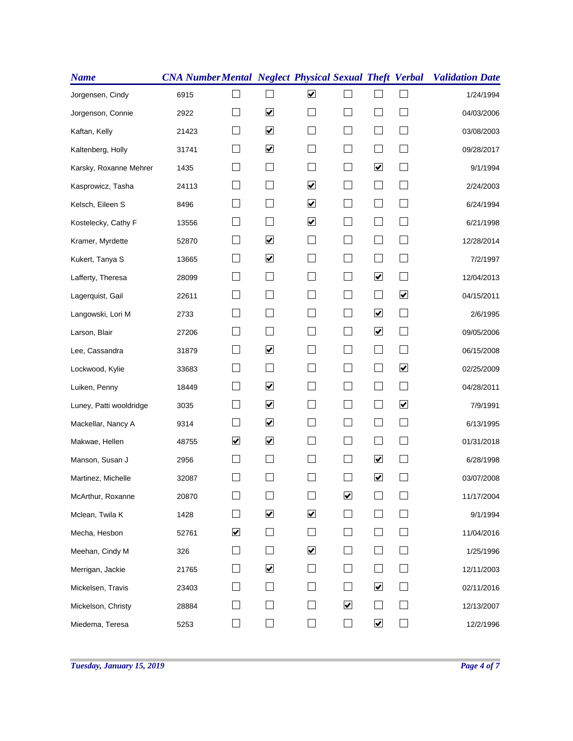| Name | CNA Number | Mental | Neglect | Physical | Sexual | Theft | Verbal | Validation Date |
|---|---|---|---|---|---|---|---|---|
| Jorgensen, Cindy | 6915 | ☐ | ☐ | ☑ | ☐ | ☐ | ☐ | 1/24/1994 |
| Jorgenson, Connie | 2922 | ☐ | ☑ | ☐ | ☐ | ☐ | ☐ | 04/03/2006 |
| Kaftan, Kelly | 21423 | ☐ | ☑ | ☐ | ☐ | ☐ | ☐ | 03/08/2003 |
| Kaltenberg, Holly | 31741 | ☐ | ☑ | ☐ | ☐ | ☐ | ☐ | 09/28/2017 |
| Karsky, Roxanne Mehrer | 1435 | ☐ | ☐ | ☐ | ☐ | ☑ | ☐ | 9/1/1994 |
| Kasprowicz, Tasha | 24113 | ☐ | ☐ | ☑ | ☐ | ☐ | ☐ | 2/24/2003 |
| Kelsch, Eileen S | 8496 | ☐ | ☐ | ☑ | ☐ | ☐ | ☐ | 6/24/1994 |
| Kostelecky, Cathy F | 13556 | ☐ | ☐ | ☑ | ☐ | ☐ | ☐ | 6/21/1998 |
| Kramer, Myrdette | 52870 | ☐ | ☑ | ☐ | ☐ | ☐ | ☐ | 12/28/2014 |
| Kukert, Tanya S | 13665 | ☐ | ☑ | ☐ | ☐ | ☐ | ☐ | 7/2/1997 |
| Lafferty, Theresa | 28099 | ☐ | ☐ | ☐ | ☐ | ☑ | ☐ | 12/04/2013 |
| Lagerquist, Gail | 22611 | ☐ | ☐ | ☐ | ☐ | ☐ | ☑ | 04/15/2011 |
| Langowski, Lori M | 2733 | ☐ | ☐ | ☐ | ☐ | ☑ | ☐ | 2/6/1995 |
| Larson, Blair | 27206 | ☐ | ☐ | ☐ | ☐ | ☑ | ☐ | 09/05/2006 |
| Lee, Cassandra | 31879 | ☐ | ☑ | ☐ | ☐ | ☐ | ☐ | 06/15/2008 |
| Lockwood, Kylie | 33683 | ☐ | ☐ | ☐ | ☐ | ☐ | ☑ | 02/25/2009 |
| Luiken, Penny | 18449 | ☐ | ☑ | ☐ | ☐ | ☐ | ☐ | 04/28/2011 |
| Luney, Patti wooldridge | 3035 | ☐ | ☑ | ☐ | ☐ | ☐ | ☑ | 7/9/1991 |
| Mackellar, Nancy A | 9314 | ☐ | ☑ | ☐ | ☐ | ☐ | ☐ | 6/13/1995 |
| Makwae, Hellen | 48755 | ☑ | ☑ | ☐ | ☐ | ☐ | ☐ | 01/31/2018 |
| Manson, Susan J | 2956 | ☐ | ☐ | ☐ | ☐ | ☑ | ☐ | 6/28/1998 |
| Martinez, Michelle | 32087 | ☐ | ☐ | ☐ | ☐ | ☑ | ☐ | 03/07/2008 |
| McArthur, Roxanne | 20870 | ☐ | ☐ | ☐ | ☑ | ☐ | ☐ | 11/17/2004 |
| Mclean, Twila K | 1428 | ☐ | ☑ | ☑ | ☐ | ☐ | ☐ | 9/1/1994 |
| Mecha, Hesbon | 52761 | ☑ | ☐ | ☐ | ☐ | ☐ | ☐ | 11/04/2016 |
| Meehan, Cindy M | 326 | ☐ | ☐ | ☑ | ☐ | ☐ | ☐ | 1/25/1996 |
| Merrigan, Jackie | 21765 | ☐ | ☑ | ☐ | ☐ | ☐ | ☐ | 12/11/2003 |
| Mickelsen, Travis | 23403 | ☐ | ☐ | ☐ | ☐ | ☑ | ☐ | 02/11/2016 |
| Mickelson, Christy | 28884 | ☐ | ☐ | ☐ | ☑ | ☐ | ☐ | 12/13/2007 |
| Miedema, Teresa | 5253 | ☐ | ☐ | ☐ | ☐ | ☑ | ☐ | 12/2/1996 |

*Tuesday, January 15, 2019*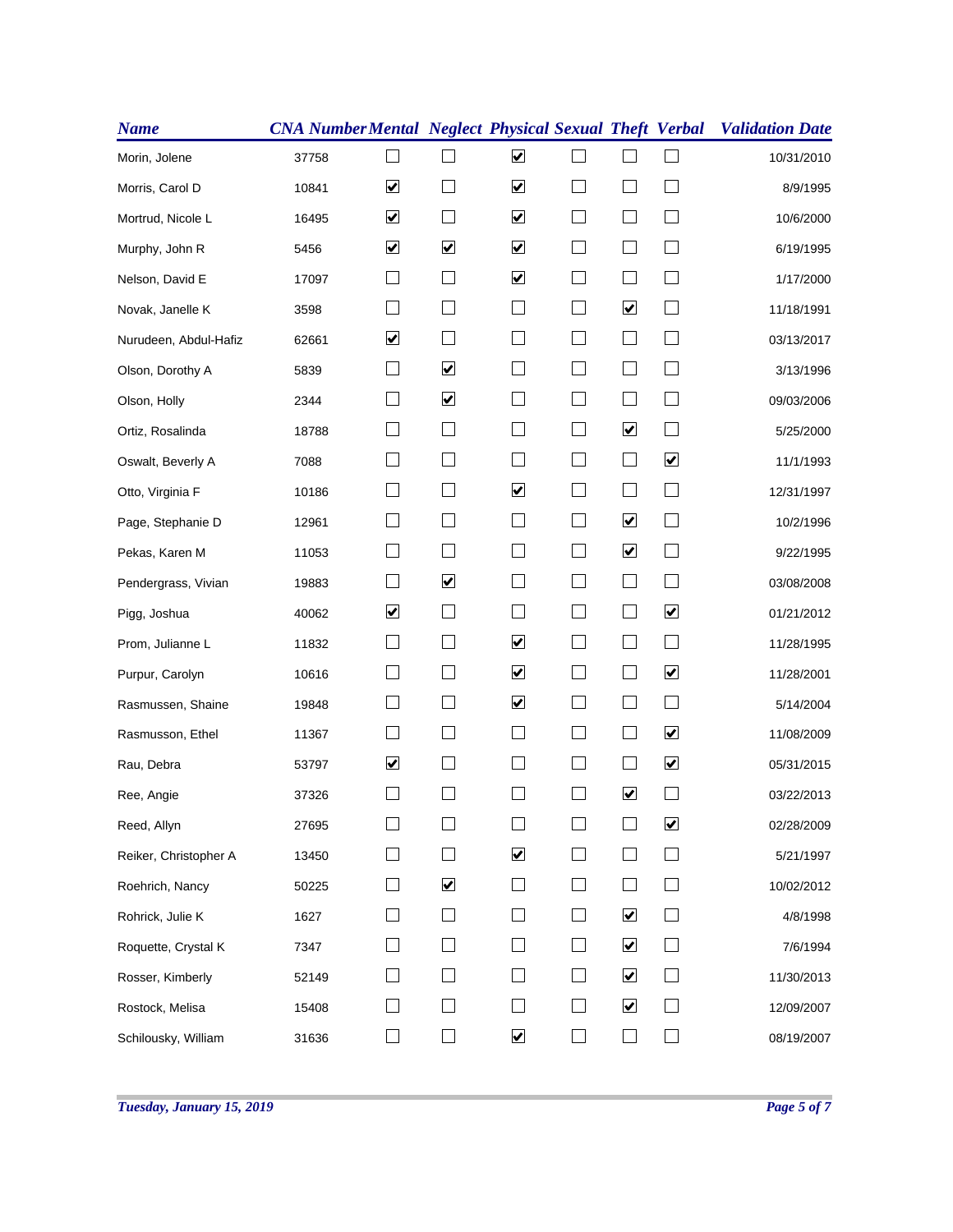| Name | CNA Number | Mental | Neglect | Physical | Sexual | Theft | Verbal | Validation Date |
|---|---|---|---|---|---|---|---|---|
| Morin, Jolene | 37758 | ☐ | ☐ | ☑ | ☐ | ☐ | ☐ | 10/31/2010 |
| Morris, Carol D | 10841 | ☑ | ☐ | ☑ | ☐ | ☐ | ☐ | 8/9/1995 |
| Mortrud, Nicole L | 16495 | ☑ | ☐ | ☑ | ☐ | ☐ | ☐ | 10/6/2000 |
| Murphy, John R | 5456 | ☑ | ☑ | ☑ | ☐ | ☐ | ☐ | 6/19/1995 |
| Nelson, David E | 17097 | ☐ | ☐ | ☑ | ☐ | ☐ | ☐ | 1/17/2000 |
| Novak, Janelle K | 3598 | ☐ | ☐ | ☐ | ☐ | ☑ | ☐ | 11/18/1991 |
| Nurudeen, Abdul-Hafiz | 62661 | ☑ | ☐ | ☐ | ☐ | ☐ | ☐ | 03/13/2017 |
| Olson, Dorothy A | 5839 | ☐ | ☑ | ☐ | ☐ | ☐ | ☐ | 3/13/1996 |
| Olson, Holly | 2344 | ☐ | ☑ | ☐ | ☐ | ☐ | ☐ | 09/03/2006 |
| Ortiz, Rosalinda | 18788 | ☐ | ☐ | ☐ | ☐ | ☑ | ☐ | 5/25/2000 |
| Oswalt, Beverly A | 7088 | ☐ | ☐ | ☐ | ☐ | ☐ | ☑ | 11/1/1993 |
| Otto, Virginia F | 10186 | ☐ | ☐ | ☑ | ☐ | ☐ | ☐ | 12/31/1997 |
| Page, Stephanie D | 12961 | ☐ | ☐ | ☐ | ☐ | ☑ | ☐ | 10/2/1996 |
| Pekas, Karen M | 11053 | ☐ | ☐ | ☐ | ☐ | ☑ | ☐ | 9/22/1995 |
| Pendergrass, Vivian | 19883 | ☐ | ☑ | ☐ | ☐ | ☐ | ☐ | 03/08/2008 |
| Pigg, Joshua | 40062 | ☑ | ☐ | ☐ | ☐ | ☐ | ☑ | 01/21/2012 |
| Prom, Julianne L | 11832 | ☐ | ☐ | ☑ | ☐ | ☐ | ☐ | 11/28/1995 |
| Purpur, Carolyn | 10616 | ☐ | ☐ | ☑ | ☐ | ☐ | ☑ | 11/28/2001 |
| Rasmussen, Shaine | 19848 | ☐ | ☐ | ☑ | ☐ | ☐ | ☐ | 5/14/2004 |
| Rasmusson, Ethel | 11367 | ☐ | ☐ | ☐ | ☐ | ☐ | ☑ | 11/08/2009 |
| Rau, Debra | 53797 | ☑ | ☐ | ☐ | ☐ | ☐ | ☑ | 05/31/2015 |
| Ree, Angie | 37326 | ☐ | ☐ | ☐ | ☐ | ☑ | ☐ | 03/22/2013 |
| Reed, Allyn | 27695 | ☐ | ☐ | ☐ | ☐ | ☐ | ☑ | 02/28/2009 |
| Reiker, Christopher A | 13450 | ☐ | ☐ | ☑ | ☐ | ☐ | ☐ | 5/21/1997 |
| Roehrich, Nancy | 50225 | ☐ | ☑ | ☐ | ☐ | ☐ | ☐ | 10/02/2012 |
| Rohrick, Julie K | 1627 | ☐ | ☐ | ☐ | ☐ | ☑ | ☐ | 4/8/1998 |
| Roquette, Crystal K | 7347 | ☐ | ☐ | ☐ | ☐ | ☑ | ☐ | 7/6/1994 |
| Rosser, Kimberly | 52149 | ☐ | ☐ | ☐ | ☐ | ☑ | ☐ | 11/30/2013 |
| Rostock, Melisa | 15408 | ☐ | ☐ | ☐ | ☐ | ☑ | ☐ | 12/09/2007 |
| Schilousky, William | 31636 | ☐ | ☐ | ☑ | ☐ | ☐ | ☐ | 08/19/2007 |

*Tuesday, January 15, 2019*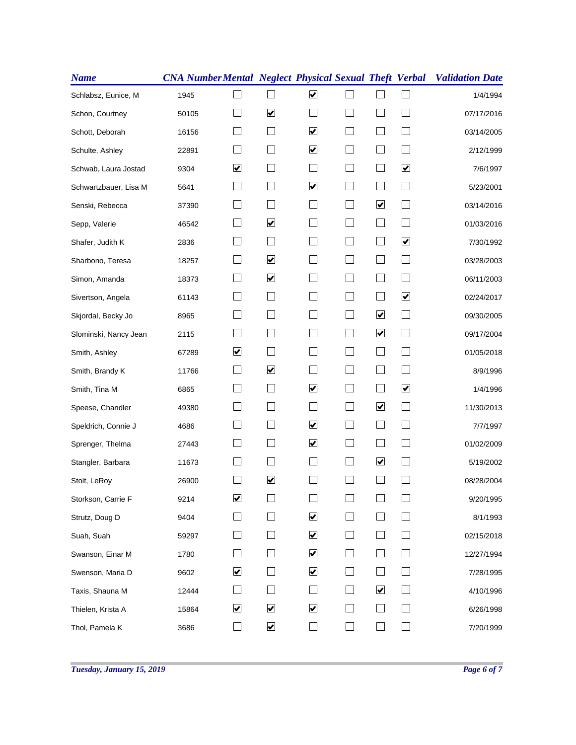| Name | CNA Number | Mental | Neglect | Physical | Sexual | Theft | Verbal | Validation Date |
| --- | --- | --- | --- | --- | --- | --- | --- | --- |
| Schlabsz, Eunice, M | 1945 | ☐ | ☐ | ☑ | ☐ | ☐ | ☐ | 1/4/1994 |
| Schon, Courtney | 50105 | ☐ | ☑ | ☐ | ☐ | ☐ | ☐ | 07/17/2016 |
| Schott, Deborah | 16156 | ☐ | ☐ | ☑ | ☐ | ☐ | ☐ | 03/14/2005 |
| Schulte, Ashley | 22891 | ☐ | ☐ | ☑ | ☐ | ☐ | ☐ | 2/12/1999 |
| Schwab, Laura Jostad | 9304 | ☑ | ☐ | ☐ | ☐ | ☐ | ☑ | 7/6/1997 |
| Schwartzbauer, Lisa M | 5641 | ☐ | ☐ | ☑ | ☐ | ☐ | ☐ | 5/23/2001 |
| Senski, Rebecca | 37390 | ☐ | ☐ | ☐ | ☐ | ☑ | ☐ | 03/14/2016 |
| Sepp, Valerie | 46542 | ☐ | ☑ | ☐ | ☐ | ☐ | ☐ | 01/03/2016 |
| Shafer, Judith K | 2836 | ☐ | ☐ | ☐ | ☐ | ☐ | ☑ | 7/30/1992 |
| Sharbono, Teresa | 18257 | ☐ | ☑ | ☐ | ☐ | ☐ | ☐ | 03/28/2003 |
| Simon, Amanda | 18373 | ☐ | ☑ | ☐ | ☐ | ☐ | ☐ | 06/11/2003 |
| Sivertson, Angela | 61143 | ☐ | ☐ | ☐ | ☐ | ☐ | ☑ | 02/24/2017 |
| Skjordal, Becky Jo | 8965 | ☐ | ☐ | ☐ | ☐ | ☑ | ☐ | 09/30/2005 |
| Slominski, Nancy Jean | 2115 | ☐ | ☐ | ☐ | ☐ | ☑ | ☐ | 09/17/2004 |
| Smith, Ashley | 67289 | ☑ | ☐ | ☐ | ☐ | ☐ | ☐ | 01/05/2018 |
| Smith, Brandy K | 11766 | ☐ | ☑ | ☐ | ☐ | ☐ | ☐ | 8/9/1996 |
| Smith, Tina M | 6865 | ☐ | ☐ | ☑ | ☐ | ☐ | ☑ | 1/4/1996 |
| Speese, Chandler | 49380 | ☐ | ☐ | ☐ | ☐ | ☑ | ☐ | 11/30/2013 |
| Speldrich, Connie J | 4686 | ☐ | ☐ | ☑ | ☐ | ☐ | ☐ | 7/7/1997 |
| Sprenger, Thelma | 27443 | ☐ | ☐ | ☑ | ☐ | ☐ | ☐ | 01/02/2009 |
| Stangler, Barbara | 11673 | ☐ | ☐ | ☐ | ☐ | ☑ | ☐ | 5/19/2002 |
| Stolt, LeRoy | 26900 | ☐ | ☑ | ☐ | ☐ | ☐ | ☐ | 08/28/2004 |
| Storkson, Carrie F | 9214 | ☑ | ☐ | ☐ | ☐ | ☐ | ☐ | 9/20/1995 |
| Strutz, Doug D | 9404 | ☐ | ☐ | ☑ | ☐ | ☐ | ☐ | 8/1/1993 |
| Suah, Suah | 59297 | ☐ | ☐ | ☑ | ☐ | ☐ | ☐ | 02/15/2018 |
| Swanson, Einar M | 1780 | ☐ | ☐ | ☑ | ☐ | ☐ | ☐ | 12/27/1994 |
| Swenson, Maria D | 9602 | ☑ | ☐ | ☑ | ☐ | ☐ | ☐ | 7/28/1995 |
| Taxis, Shauna M | 12444 | ☐ | ☐ | ☐ | ☐ | ☑ | ☐ | 4/10/1996 |
| Thielen, Krista A | 15864 | ☑ | ☑ | ☑ | ☐ | ☐ | ☐ | 6/26/1998 |
| Thol, Pamela K | 3686 | ☐ | ☑ | ☐ | ☐ | ☐ | ☐ | 7/20/1999 |

*Tuesday, January 15, 2019*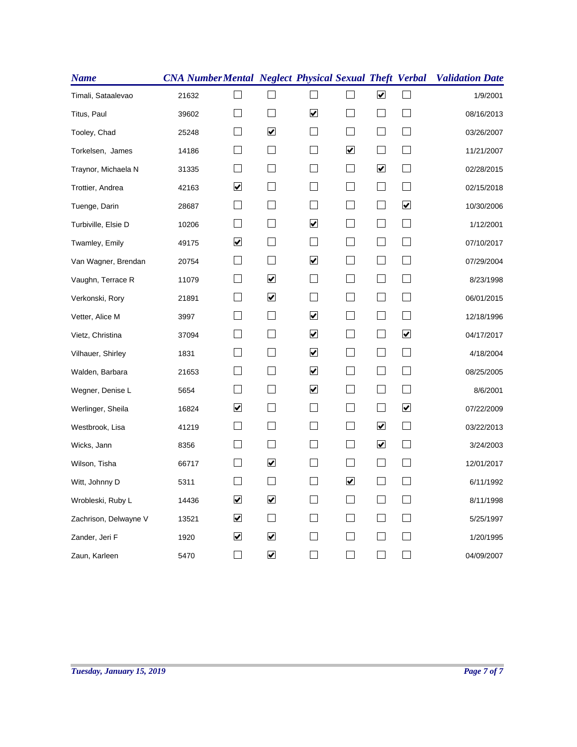| Name | CNA Number | Mental | Neglect | Physical | Sexual | Theft | Verbal | Validation Date |
|---|---|---|---|---|---|---|---|---|
| Timali, Sataalevao | 21632 | ☐ | ☐ | ☐ | ☐ | ☑ | ☐ | 1/9/2001 |
| Titus, Paul | 39602 | ☐ | ☐ | ☑ | ☐ | ☐ | ☐ | 08/16/2013 |
| Tooley, Chad | 25248 | ☐ | ☑ | ☐ | ☐ | ☐ | ☐ | 03/26/2007 |
| Torkelsen, James | 14186 | ☐ | ☐ | ☐ | ☑ | ☐ | ☐ | 11/21/2007 |
| Traynor, Michaela N | 31335 | ☐ | ☐ | ☐ | ☐ | ☑ | ☐ | 02/28/2015 |
| Trottier, Andrea | 42163 | ☑ | ☐ | ☐ | ☐ | ☐ | ☐ | 02/15/2018 |
| Tuenge, Darin | 28687 | ☐ | ☐ | ☐ | ☐ | ☐ | ☑ | 10/30/2006 |
| Turbiville, Elsie D | 10206 | ☐ | ☐ | ☑ | ☐ | ☐ | ☐ | 1/12/2001 |
| Twamley, Emily | 49175 | ☑ | ☐ | ☐ | ☐ | ☐ | ☐ | 07/10/2017 |
| Van Wagner, Brendan | 20754 | ☐ | ☐ | ☑ | ☐ | ☐ | ☐ | 07/29/2004 |
| Vaughn, Terrace R | 11079 | ☐ | ☑ | ☐ | ☐ | ☐ | ☐ | 8/23/1998 |
| Verkonski, Rory | 21891 | ☐ | ☑ | ☐ | ☐ | ☐ | ☐ | 06/01/2015 |
| Vetter, Alice M | 3997 | ☐ | ☐ | ☑ | ☐ | ☐ | ☐ | 12/18/1996 |
| Vietz, Christina | 37094 | ☐ | ☐ | ☑ | ☐ | ☐ | ☑ | 04/17/2017 |
| Vilhauer, Shirley | 1831 | ☐ | ☐ | ☑ | ☐ | ☐ | ☐ | 4/18/2004 |
| Walden, Barbara | 21653 | ☐ | ☐ | ☑ | ☐ | ☐ | ☐ | 08/25/2005 |
| Wegner, Denise L | 5654 | ☐ | ☐ | ☑ | ☐ | ☐ | ☐ | 8/6/2001 |
| Werlinger, Sheila | 16824 | ☑ | ☐ | ☐ | ☐ | ☐ | ☑ | 07/22/2009 |
| Westbrook, Lisa | 41219 | ☐ | ☐ | ☐ | ☐ | ☑ | ☐ | 03/22/2013 |
| Wicks, Jann | 8356 | ☐ | ☐ | ☐ | ☐ | ☑ | ☐ | 3/24/2003 |
| Wilson, Tisha | 66717 | ☐ | ☑ | ☐ | ☐ | ☐ | ☐ | 12/01/2017 |
| Witt, Johnny D | 5311 | ☐ | ☐ | ☐ | ☑ | ☐ | ☐ | 6/11/1992 |
| Wrobleski, Ruby L | 14436 | ☑ | ☑ | ☐ | ☐ | ☐ | ☐ | 8/11/1998 |
| Zachrison, Delwayne V | 13521 | ☑ | ☐ | ☐ | ☐ | ☐ | ☐ | 5/25/1997 |
| Zander, Jeri F | 1920 | ☑ | ☑ | ☐ | ☐ | ☐ | ☐ | 1/20/1995 |
| Zaun, Karleen | 5470 | ☐ | ☑ | ☐ | ☐ | ☐ | ☐ | 04/09/2007 |

*Tuesday, January 15, 2019*